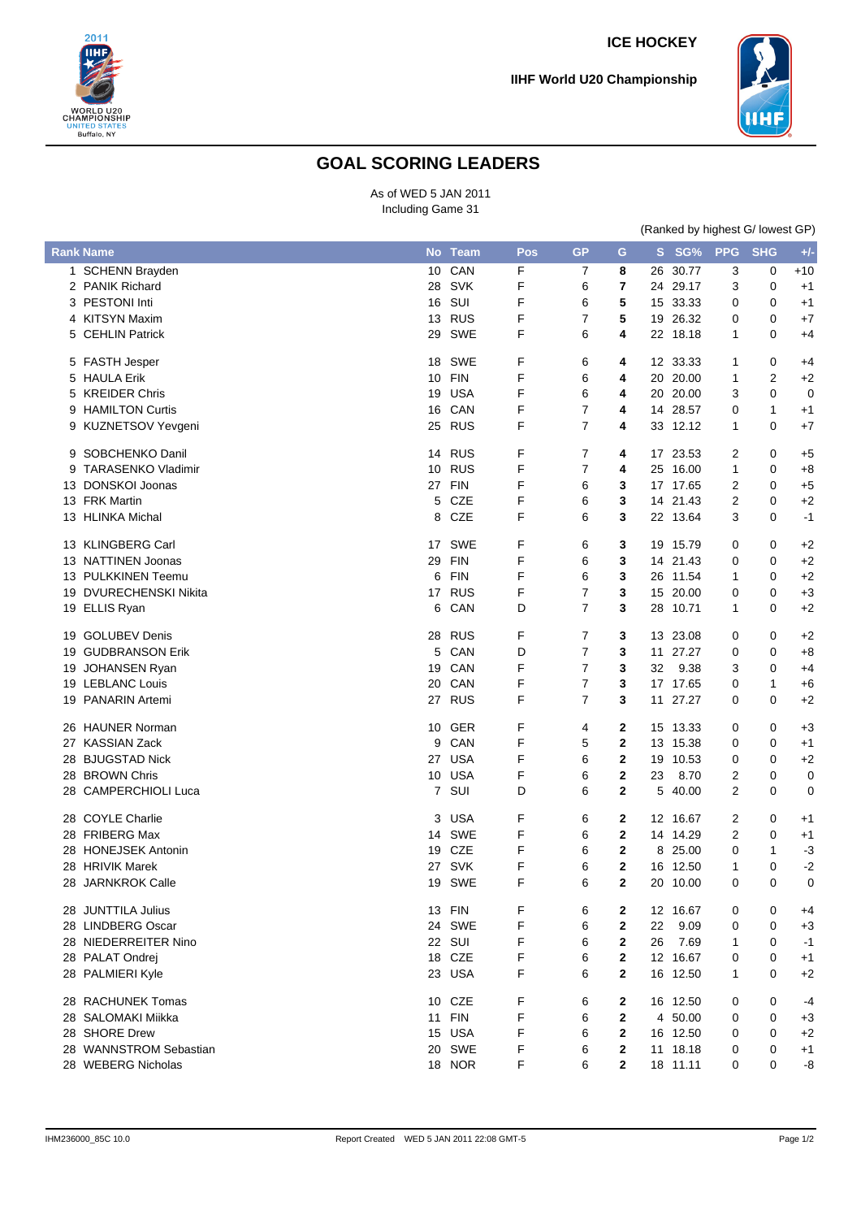ICE HOCKEY

IIHF World U20 Championship

# GOAL SCORING LEADERS

As of WED 5 JAN 2011
Including Game 31

(Ranked by highest G/ lowest GP)

| Rank | Name | No | Team | Pos | GP | G | S | SG% | PPG | SHG | +/- |
|---|---|---|---|---|---|---|---|---|---|---|---|
| 1 | SCHENN Brayden | 10 | CAN | F | 7 | **8** | 26 | 30.77 | 3 | 0 | +10 |
| 2 | PANIK Richard | 28 | SVK | F | 6 | **7** | 24 | 29.17 | 3 | 0 | +1 |
| 3 | PESTONI Inti | 16 | SUI | F | 6 | **5** | 15 | 33.33 | 0 | 0 | +1 |
| 4 | KITSYN Maxim | 13 | RUS | F | 7 | **5** | 19 | 26.32 | 0 | 0 | +7 |
| 5 | CEHLIN Patrick | 29 | SWE | F | 6 | **4** | 22 | 18.18 | 1 | 0 | +4 |
| 5 | FASTH Jesper | 18 | SWE | F | 6 | **4** | 12 | 33.33 | 1 | 0 | +4 |
| 5 | HAULA Erik | 10 | FIN | F | 6 | **4** | 20 | 20.00 | 1 | 2 | +2 |
| 5 | KREIDER Chris | 19 | USA | F | 6 | **4** | 20 | 20.00 | 3 | 0 | 0 |
| 9 | HAMILTON Curtis | 16 | CAN | F | 7 | **4** | 14 | 28.57 | 0 | 1 | +1 |
| 9 | KUZNETSOV Yevgeni | 25 | RUS | F | 7 | **4** | 33 | 12.12 | 1 | 0 | +7 |
| 9 | SOBCHENKO Danil | 14 | RUS | F | 7 | **4** | 17 | 23.53 | 2 | 0 | +5 |
| 9 | TARASENKO Vladimir | 10 | RUS | F | 7 | **4** | 25 | 16.00 | 1 | 0 | +8 |
| 13 | DONSKOI Joonas | 27 | FIN | F | 6 | **3** | 17 | 17.65 | 2 | 0 | +5 |
| 13 | FRK Martin | 5 | CZE | F | 6 | **3** | 14 | 21.43 | 2 | 0 | +2 |
| 13 | HLINKA Michal | 8 | CZE | F | 6 | **3** | 22 | 13.64 | 3 | 0 | -1 |
| 13 | KLINGBERG Carl | 17 | SWE | F | 6 | **3** | 19 | 15.79 | 0 | 0 | +2 |
| 13 | NATTINEN Joonas | 29 | FIN | F | 6 | **3** | 14 | 21.43 | 0 | 0 | +2 |
| 13 | PULKKINEN Teemu | 6 | FIN | F | 6 | **3** | 26 | 11.54 | 1 | 0 | +2 |
| 19 | DVURECHENSKI Nikita | 17 | RUS | F | 7 | **3** | 15 | 20.00 | 0 | 0 | +3 |
| 19 | ELLIS Ryan | 6 | CAN | D | 7 | **3** | 28 | 10.71 | 1 | 0 | +2 |
| 19 | GOLUBEV Denis | 28 | RUS | F | 7 | **3** | 13 | 23.08 | 0 | 0 | +2 |
| 19 | GUDBRANSON Erik | 5 | CAN | D | 7 | **3** | 11 | 27.27 | 0 | 0 | +8 |
| 19 | JOHANSEN Ryan | 19 | CAN | F | 7 | **3** | 32 | 9.38 | 3 | 0 | +4 |
| 19 | LEBLANC Louis | 20 | CAN | F | 7 | **3** | 17 | 17.65 | 0 | 1 | +6 |
| 19 | PANARIN Artemi | 27 | RUS | F | 7 | **3** | 11 | 27.27 | 0 | 0 | +2 |
| 26 | HAUNER Norman | 10 | GER | F | 4 | **2** | 15 | 13.33 | 0 | 0 | +3 |
| 27 | KASSIAN Zack | 9 | CAN | F | 5 | **2** | 13 | 15.38 | 0 | 0 | +1 |
| 28 | BJUGSTAD Nick | 27 | USA | F | 6 | **2** | 19 | 10.53 | 0 | 0 | +2 |
| 28 | BROWN Chris | 10 | USA | F | 6 | **2** | 23 | 8.70 | 2 | 0 | 0 |
| 28 | CAMPERCHIOLI Luca | 7 | SUI | D | 6 | **2** | 5 | 40.00 | 2 | 0 | 0 |
| 28 | COYLE Charlie | 3 | USA | F | 6 | **2** | 12 | 16.67 | 2 | 0 | +1 |
| 28 | FRIBERG Max | 14 | SWE | F | 6 | **2** | 14 | 14.29 | 2 | 0 | +1 |
| 28 | HONEJSEK Antonin | 19 | CZE | F | 6 | **2** | 8 | 25.00 | 0 | 1 | -3 |
| 28 | HRIVIK Marek | 27 | SVK | F | 6 | **2** | 16 | 12.50 | 1 | 0 | -2 |
| 28 | JARNKROK Calle | 19 | SWE | F | 6 | **2** | 20 | 10.00 | 0 | 0 | 0 |
| 28 | JUNTTILA Julius | 13 | FIN | F | 6 | **2** | 12 | 16.67 | 0 | 0 | +4 |
| 28 | LINDBERG Oscar | 24 | SWE | F | 6 | **2** | 22 | 9.09 | 0 | 0 | +3 |
| 28 | NIEDERREITER Nino | 22 | SUI | F | 6 | **2** | 26 | 7.69 | 1 | 0 | -1 |
| 28 | PALAT Ondrej | 18 | CZE | F | 6 | **2** | 12 | 16.67 | 0 | 0 | +1 |
| 28 | PALMIERI Kyle | 23 | USA | F | 6 | **2** | 16 | 12.50 | 1 | 0 | +2 |
| 28 | RACHUNEK Tomas | 10 | CZE | F | 6 | **2** | 16 | 12.50 | 0 | 0 | -4 |
| 28 | SALOMAKI Miikka | 11 | FIN | F | 6 | **2** | 4 | 50.00 | 0 | 0 | +3 |
| 28 | SHORE Drew | 15 | USA | F | 6 | **2** | 16 | 12.50 | 0 | 0 | +2 |
| 28 | WANNSTROM Sebastian | 20 | SWE | F | 6 | **2** | 11 | 18.18 | 0 | 0 | +1 |
| 28 | WEBERG Nicholas | 18 | NOR | F | 6 | **2** | 18 | 11.11 | 0 | 0 | -8 |

IHM236000_85C 10.0 Report Created WED 5 JAN 2011 22:08 GMT-5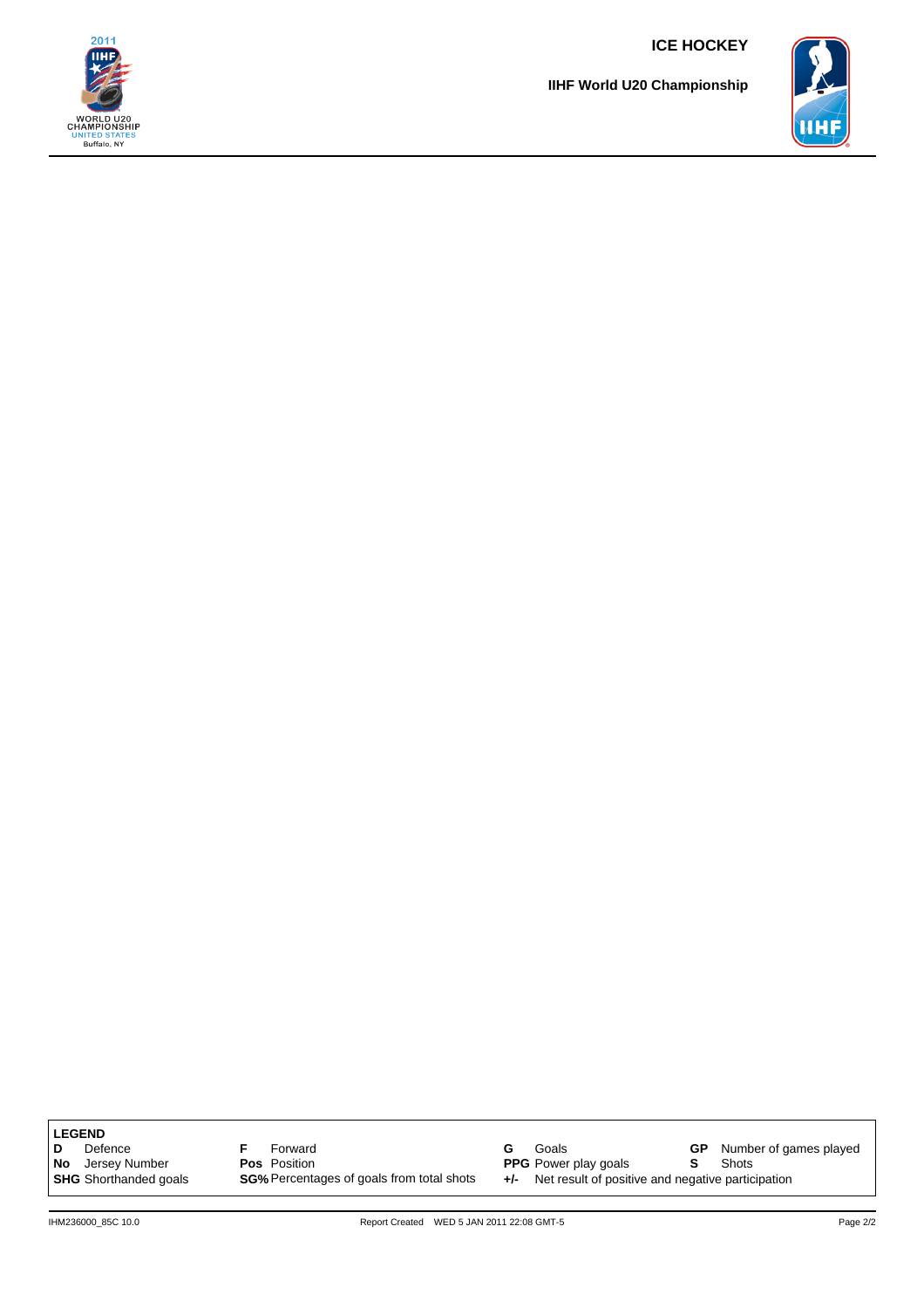**LEGEND**

| | | | | | | | |
|---|---|---|---|---|---|---|---|
| **D** | Defence | **F** | Forward | **G** | Goals | **GP** | Number of games played |
| **No** | Jersey Number | **Pos** | Position | **PPG** | Power play goals | **S** | Shots |
| **SHG** | Shorthanded goals | **SG%** | Percentages of goals from total shots | **+/-** | Net result of positive and negative participation | | |

IHM236000_85C 10.0

Report Created WED 5 JAN 2011 22:08 GMT-5